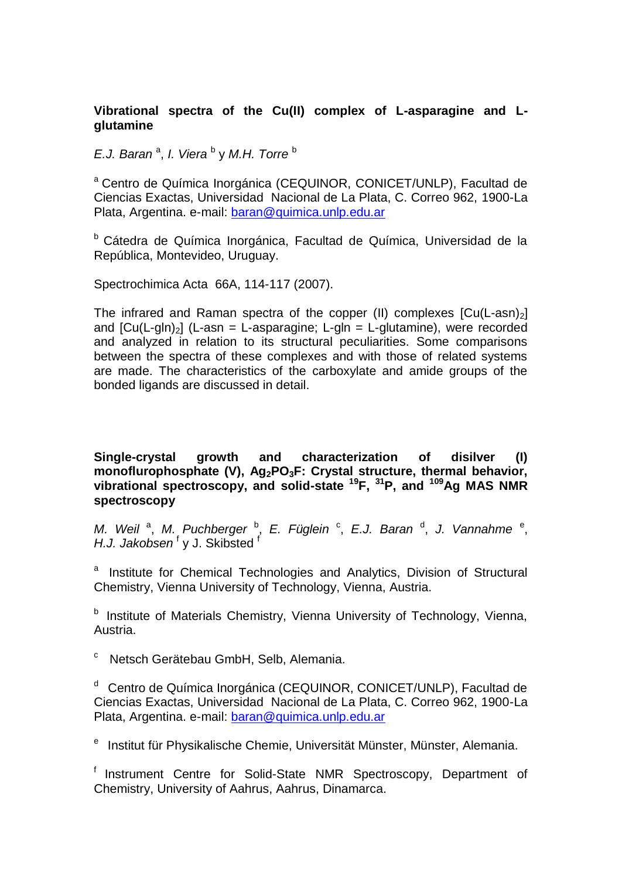**Vibrational spectra of the Cu(II) complex of L-asparagine and L-glutamine**

*E.J. Baran* [a], *I. Viera* [b] y *M.H. Torre* [b]

[a] Centro de Química Inorgánica (CEQUINOR, CONICET/UNLP), Facultad de Ciencias Exactas, Universidad Nacional de La Plata, C. Correo 962, 1900-La Plata, Argentina. e-mail: baran@quimica.unlp.edu.ar

[b] Cátedra de Química Inorgánica, Facultad de Química, Universidad de la República, Montevideo, Uruguay.

Spectrochimica Acta 66A, 114-117 (2007).

The infrared and Raman spectra of the copper (II) complexes $[Cu(L\text{-}asn)_2]$ and $[Cu(L\text{-}gln)_2]$ (L-asn = L-asparagine; L-gln = L-glutamine), were recorded and analyzed in relation to its structural peculiarities. Some comparisons between the spectra of these complexes and with those of related systems are made. The characteristics of the carboxylate and amide groups of the bonded ligands are discussed in detail.

**Single-crystal growth and characterization of disilver (I) monoflurophosphate (V), $Ag_2PO_3F$: Crystal structure, thermal behavior, vibrational spectroscopy, and solid-state $^{19}F$, $^{31}P$, and $^{109}Ag$ MAS NMR spectroscopy**

*M. Weil* [a], *M. Puchberger* [b], *E. Füglein* [c], *E.J. Baran* [d], *J. Vannahme* [e], *H.J. Jakobsen* [f] y J. Skibsted [f]

[a] Institute for Chemical Technologies and Analytics, Division of Structural Chemistry, Vienna University of Technology, Vienna, Austria.

[b] Institute of Materials Chemistry, Vienna University of Technology, Vienna, Austria.

[c] Netsch Gerätebau GmbH, Selb, Alemania.

[d] Centro de Química Inorgánica (CEQUINOR, CONICET/UNLP), Facultad de Ciencias Exactas, Universidad Nacional de La Plata, C. Correo 962, 1900-La Plata, Argentina. e-mail: baran@quimica.unlp.edu.ar

[e] Institut für Physikalische Chemie, Universität Münster, Münster, Alemania.

[f] Instrument Centre for Solid-State NMR Spectroscopy, Department of Chemistry, University of Aahrus, Aahrus, Dinamarca.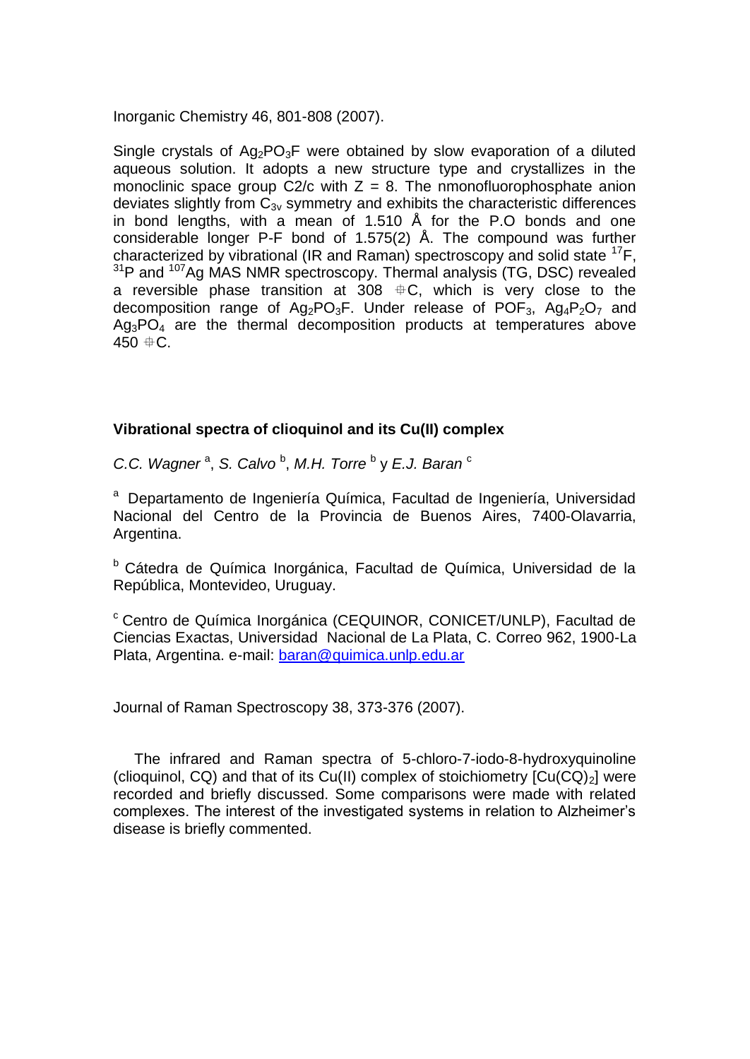Inorganic Chemistry 46, 801-808 (2007).

Single crystals of $Ag_2PO_3F$ were obtained by slow evaporation of a diluted aqueous solution. It adopts a new structure type and crystallizes in the monoclinic space group C2/c with Z = 8. The nmonofluorophosphate anion deviates slightly from $C_{3v}$ symmetry and exhibits the characteristic differences in bond lengths, with a mean of 1.510 Å for the P.O bonds and one considerable longer P-F bond of 1.575(2) Å. The compound was further characterized by vibrational (IR and Raman) spectroscopy and solid state $^{17}F$, $^{31}P$ and $^{107}Ag$ MAS NMR spectroscopy. Thermal analysis (TG, DSC) revealed a reversible phase transition at 308 ºC, which is very close to the decomposition range of $Ag_2PO_3F$. Under release of $POF_3$, $Ag_4P_2O_7$ and $Ag_3PO_4$ are the thermal decomposition products at temperatures above 450 ºC.

## Vibrational spectra of clioquinol and its Cu(II) complex

*C.C. Wagner* [a], *S. Calvo* [b], *M.H. Torre* [b] y *E.J. Baran* [c]

[a] Departamento de Ingeniería Química, Facultad de Ingeniería, Universidad Nacional del Centro de la Provincia de Buenos Aires, 7400-Olavarria, Argentina.

[b] Cátedra de Química Inorgánica, Facultad de Química, Universidad de la República, Montevideo, Uruguay.

[c] Centro de Química Inorgánica (CEQUINOR, CONICET/UNLP), Facultad de Ciencias Exactas, Universidad Nacional de La Plata, C. Correo 962, 1900-La Plata, Argentina. e-mail: baran@quimica.unlp.edu.ar

Journal of Raman Spectroscopy 38, 373-376 (2007).

The infrared and Raman spectra of 5-chloro-7-iodo-8-hydroxyquinoline (clioquinol, CQ) and that of its Cu(II) complex of stoichiometry $[Cu(CQ)_2]$ were recorded and briefly discussed. Some comparisons were made with related complexes. The interest of the investigated systems in relation to Alzheimer's disease is briefly commented.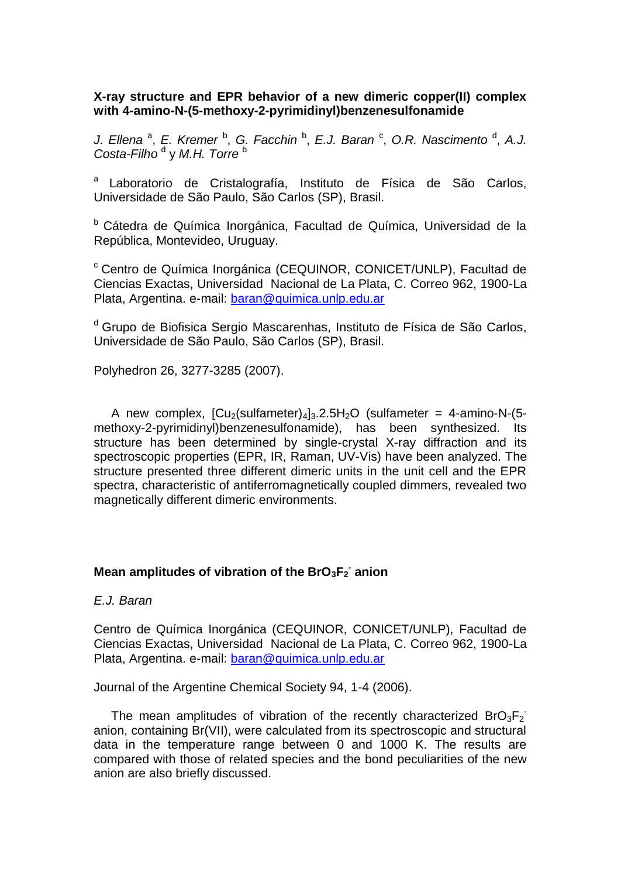**X-ray structure and EPR behavior of a new dimeric copper(II) complex with 4-amino-N-(5-methoxy-2-pyrimidinyl)benzenesulfonamide**

*J. Ellena* [a], *E. Kremer* [b], *G. Facchin* [b], *E.J. Baran* [c], *O.R. Nascimento* [d], *A.J. Costa-Filho* [d] y *M.H. Torre* [b]

[a] Laboratorio de Cristalografía, Instituto de Física de São Carlos, Universidade de São Paulo, São Carlos (SP), Brasil.

[b] Cátedra de Química Inorgánica, Facultad de Química, Universidad de la República, Montevideo, Uruguay.

[c] Centro de Química Inorgánica (CEQUINOR, CONICET/UNLP), Facultad de Ciencias Exactas, Universidad Nacional de La Plata, C. Correo 962, 1900-La Plata, Argentina. e-mail: baran@quimica.unlp.edu.ar

[d] Grupo de Biofisica Sergio Mascarenhas, Instituto de Física de São Carlos, Universidade de São Paulo, São Carlos (SP), Brasil.

Polyhedron 26, 3277-3285 (2007).

A new complex, $[Cu_2(sulfameter)_4]_3.2.5H_2O$ (sulfameter = 4-amino-N-(5-methoxy-2-pyrimidinyl)benzenesulfonamide), has been synthesized. Its structure has been determined by single-crystal X-ray diffraction and its spectroscopic properties (EPR, IR, Raman, UV-Vis) have been analyzed. The structure presented three different dimeric units in the unit cell and the EPR spectra, characteristic of antiferromagnetically coupled dimmers, revealed two magnetically different dimeric environments.

**Mean amplitudes of vibration of the $BrO_3F_2^-$ anion**

*E.J. Baran*

Centro de Química Inorgánica (CEQUINOR, CONICET/UNLP), Facultad de Ciencias Exactas, Universidad Nacional de La Plata, C. Correo 962, 1900-La Plata, Argentina. e-mail: baran@quimica.unlp.edu.ar

Journal of the Argentine Chemical Society 94, 1-4 (2006).

The mean amplitudes of vibration of the recently characterized $BrO_3F_2^-$ anion, containing Br(VII), were calculated from its spectroscopic and structural data in the temperature range between 0 and 1000 K. The results are compared with those of related species and the bond peculiarities of the new anion are also briefly discussed.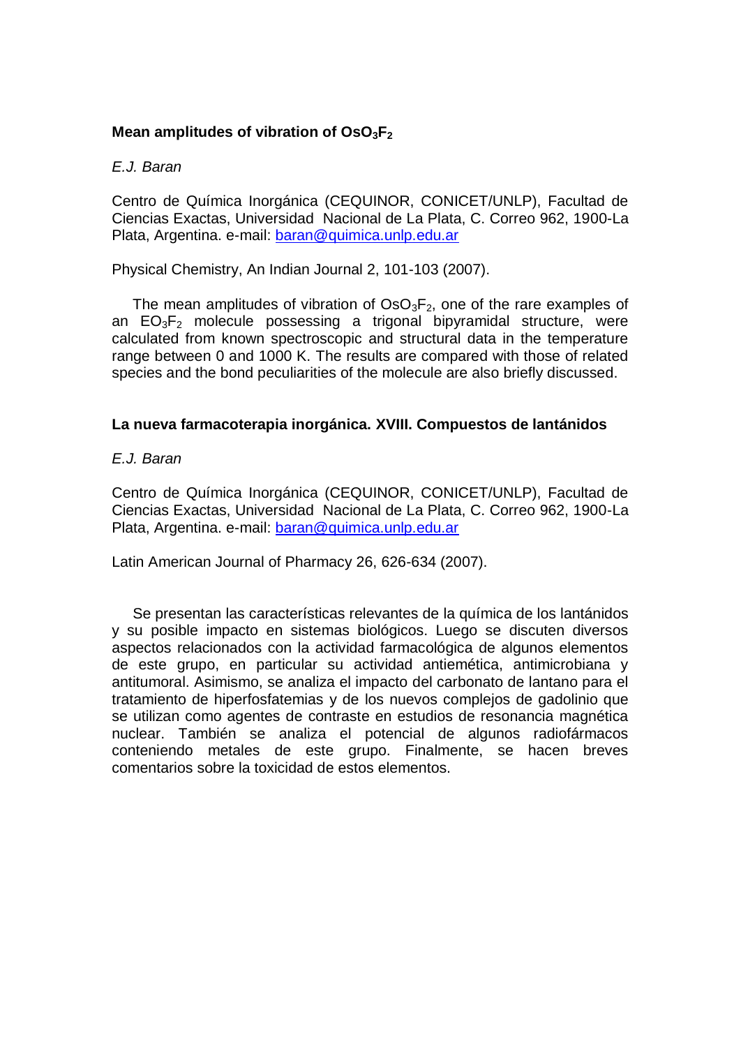## Mean amplitudes of vibration of $OsO_3F_2$

*E.J. Baran*

Centro de Química Inorgánica (CEQUINOR, CONICET/UNLP), Facultad de Ciencias Exactas, Universidad Nacional de La Plata, C. Correo 962, 1900-La Plata, Argentina. e-mail: baran@quimica.unlp.edu.ar

Physical Chemistry, An Indian Journal 2, 101-103 (2007).

The mean amplitudes of vibration of $OsO_3F_2$, one of the rare examples of an $EO_3F_2$ molecule possessing a trigonal bipyramidal structure, were calculated from known spectroscopic and structural data in the temperature range between 0 and 1000 K. The results are compared with those of related species and the bond peculiarities of the molecule are also briefly discussed.

## La nueva farmacoterapia inorgánica. XVIII. Compuestos de lantánidos

*E.J. Baran*

Centro de Química Inorgánica (CEQUINOR, CONICET/UNLP), Facultad de Ciencias Exactas, Universidad Nacional de La Plata, C. Correo 962, 1900-La Plata, Argentina. e-mail: baran@quimica.unlp.edu.ar

Latin American Journal of Pharmacy 26, 626-634 (2007).

Se presentan las características relevantes de la química de los lantánidos y su posible impacto en sistemas biológicos. Luego se discuten diversos aspectos relacionados con la actividad farmacológica de algunos elementos de este grupo, en particular su actividad antiemética, antimicrobiana y antitumoral. Asimismo, se analiza el impacto del carbonato de lantano para el tratamiento de hiperfosfatemias y de los nuevos complejos de gadolinio que se utilizan como agentes de contraste en estudios de resonancia magnética nuclear. También se analiza el potencial de algunos radiofármacos conteniendo metales de este grupo. Finalmente, se hacen breves comentarios sobre la toxicidad de estos elementos.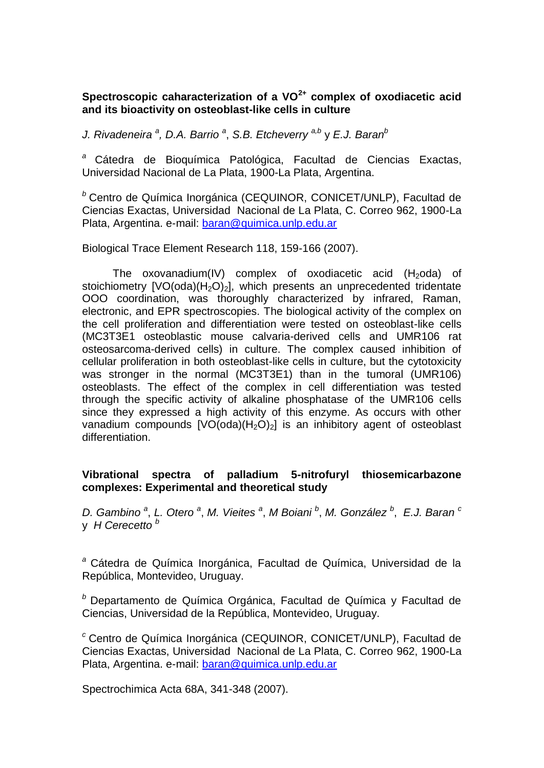**Spectroscopic caharacterization of a $VO^{2+}$ complex of oxodiacetic acid and its bioactivity on osteoblast-like cells in culture**

*J. Rivadeneira [a], D.A. Barrio [a], S.B. Etcheverry [a,b] y E.J. Baran[b]*

[a] Cátedra de Bioquímica Patológica, Facultad de Ciencias Exactas, Universidad Nacional de La Plata, 1900-La Plata, Argentina.

[b] Centro de Química Inorgánica (CEQUINOR, CONICET/UNLP), Facultad de Ciencias Exactas, Universidad Nacional de La Plata, C. Correo 962, 1900-La Plata, Argentina. e-mail: baran@quimica.unlp.edu.ar

Biological Trace Element Research 118, 159-166 (2007).

The oxovanadium(IV) complex of oxodiacetic acid ($H_2$oda) of stoichiometry [VO(oda)($H_2O$)$_2$], which presents an unprecedented tridentate OOO coordination, was thoroughly characterized by infrared, Raman, electronic, and EPR spectroscopies. The biological activity of the complex on the cell proliferation and differentiation were tested on osteoblast-like cells (MC3T3E1 osteoblastic mouse calvaria-derived cells and UMR106 rat osteosarcoma-derived cells) in culture. The complex caused inhibition of cellular proliferation in both osteoblast-like cells in culture, but the cytotoxicity was stronger in the normal (MC3T3E1) than in the tumoral (UMR106) osteoblasts. The effect of the complex in cell differentiation was tested through the specific activity of alkaline phosphatase of the UMR106 cells since they expressed a high activity of this enzyme. As occurs with other vanadium compounds [VO(oda)($H_2O$)$_2$] is an inhibitory agent of osteoblast differentiation.

**Vibrational spectra of palladium 5-nitrofuryl thiosemicarbazone complexes: Experimental and theoretical study**

*D. Gambino [a], L. Otero [a], M. Vieites [a], M Boiani [b], M. González [b], E.J. Baran [c] y H Cerecetto [b]*

[a] Cátedra de Química Inorgánica, Facultad de Química, Universidad de la República, Montevideo, Uruguay.

[b] Departamento de Química Orgánica, Facultad de Química y Facultad de Ciencias, Universidad de la República, Montevideo, Uruguay.

[c] Centro de Química Inorgánica (CEQUINOR, CONICET/UNLP), Facultad de Ciencias Exactas, Universidad Nacional de La Plata, C. Correo 962, 1900-La Plata, Argentina. e-mail: baran@quimica.unlp.edu.ar

Spectrochimica Acta 68A, 341-348 (2007).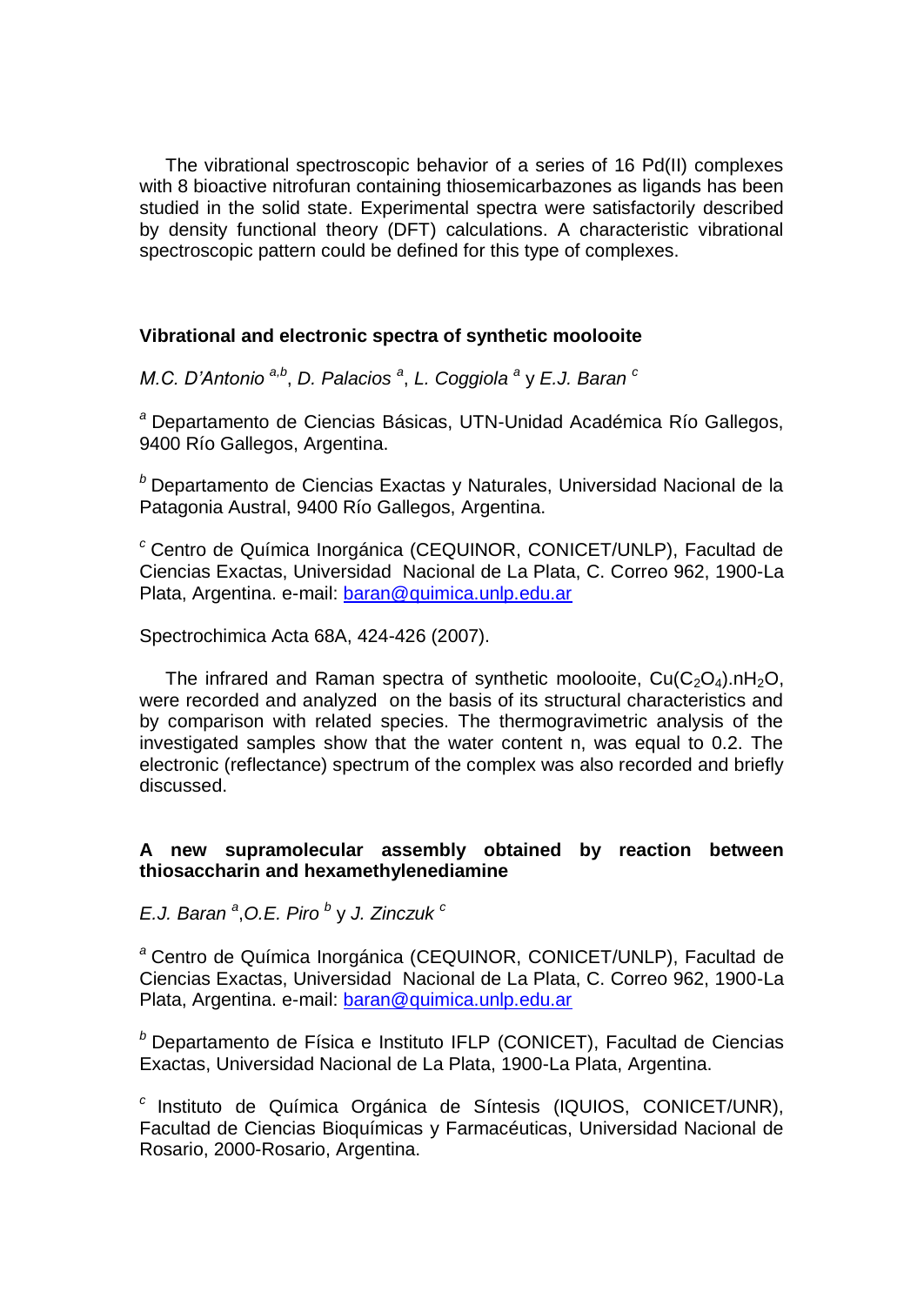The vibrational spectroscopic behavior of a series of 16 Pd(II) complexes with 8 bioactive nitrofuran containing thiosemicarbazones as ligands has been studied in the solid state. Experimental spectra were satisfactorily described by density functional theory (DFT) calculations. A characteristic vibrational spectroscopic pattern could be defined for this type of complexes.

### Vibrational and electronic spectra of synthetic moolooite

*M.C. D'Antonio* [a,b], *D. Palacios* [a], *L. Coggiola* [a] y *E.J. Baran* [c]

[a] Departamento de Ciencias Básicas, UTN-Unidad Académica Río Gallegos, 9400 Río Gallegos, Argentina.

[b] Departamento de Ciencias Exactas y Naturales, Universidad Nacional de la Patagonia Austral, 9400 Río Gallegos, Argentina.

[c] Centro de Química Inorgánica (CEQUINOR, CONICET/UNLP), Facultad de Ciencias Exactas, Universidad Nacional de La Plata, C. Correo 962, 1900-La Plata, Argentina. e-mail: baran@quimica.unlp.edu.ar

Spectrochimica Acta 68A, 424-426 (2007).

The infrared and Raman spectra of synthetic moolooite, $Cu(C_2O_4).nH_2O$, were recorded and analyzed on the basis of its structural characteristics and by comparison with related species. The thermogravimetric analysis of the investigated samples show that the water content n, was equal to 0.2. The electronic (reflectance) spectrum of the complex was also recorded and briefly discussed.

### A new supramolecular assembly obtained by reaction between thiosaccharin and hexamethylenediamine

*E.J. Baran* [a], *O.E. Piro* [b] y *J. Zinczuk* [c]

[a] Centro de Química Inorgánica (CEQUINOR, CONICET/UNLP), Facultad de Ciencias Exactas, Universidad Nacional de La Plata, C. Correo 962, 1900-La Plata, Argentina. e-mail: baran@quimica.unlp.edu.ar

[b] Departamento de Física e Instituto IFLP (CONICET), Facultad de Ciencias Exactas, Universidad Nacional de La Plata, 1900-La Plata, Argentina.

[c] Instituto de Química Orgánica de Síntesis (IQUIOS, CONICET/UNR), Facultad de Ciencias Bioquímicas y Farmacéuticas, Universidad Nacional de Rosario, 2000-Rosario, Argentina.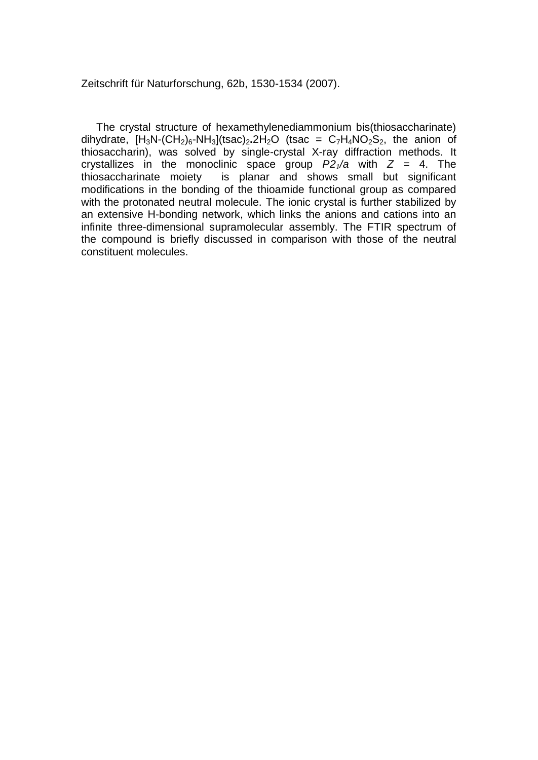Zeitschrift für Naturforschung, 62b, 1530-1534 (2007).

The crystal structure of hexamethylenediammonium bis(thiosaccharinate) dihydrate, $[H_3N\text{-}(CH_2)_6\text{-}NH_3](tsac)_2.2H_2O$ (tsac = $C_7H_4NO_2S_2$, the anion of thiosaccharin), was solved by single-crystal X-ray diffraction methods. It crystallizes in the monoclinic space group $P2_1/a$ with $Z$ = 4. The thiosaccharinate moiety is planar and shows small but significant modifications in the bonding of the thioamide functional group as compared with the protonated neutral molecule. The ionic crystal is further stabilized by an extensive H-bonding network, which links the anions and cations into an infinite three-dimensional supramolecular assembly. The FTIR spectrum of the compound is briefly discussed in comparison with those of the neutral constituent molecules.